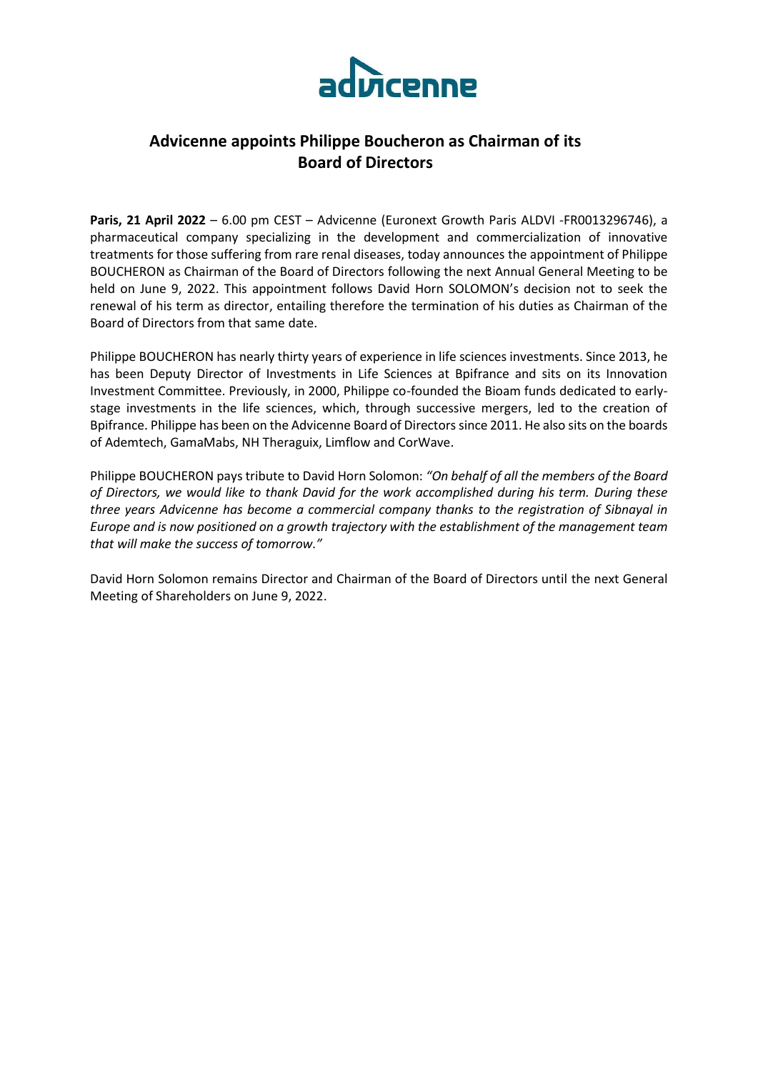# Advicenne appoints Philippe Boucheron as Chairman of its Board of Directors

**Paris, 21 April 2022** – 6.00 pm CEST – Advicenne (Euronext Growth Paris ALDVI -FR0013296746), a pharmaceutical company specializing in the development and commercialization of innovative treatments for those suffering from rare renal diseases, today announces the appointment of Philippe BOUCHERON as Chairman of the Board of Directors following the next Annual General Meeting to be held on June 9, 2022. This appointment follows David Horn SOLOMON's decision not to seek the renewal of his term as director, entailing therefore the termination of his duties as Chairman of the Board of Directors from that same date.

Philippe BOUCHERON has nearly thirty years of experience in life sciences investments. Since 2013, he has been Deputy Director of Investments in Life Sciences at Bpifrance and sits on its Innovation Investment Committee. Previously, in 2000, Philippe co-founded the Bioam funds dedicated to early-stage investments in the life sciences, which, through successive mergers, led to the creation of Bpifrance. Philippe has been on the Advicenne Board of Directors since 2011. He also sits on the boards of Ademtech, GamaMabs, NH Theraguix, Limflow and CorWave.

Philippe BOUCHERON pays tribute to David Horn Solomon: *"On behalf of all the members of the Board of Directors, we would like to thank David for the work accomplished during his term. During these three years Advicenne has become a commercial company thanks to the registration of Sibnayal in Europe and is now positioned on a growth trajectory with the establishment of the management team that will make the success of tomorrow."*

David Horn Solomon remains Director and Chairman of the Board of Directors until the next General Meeting of Shareholders on June 9, 2022.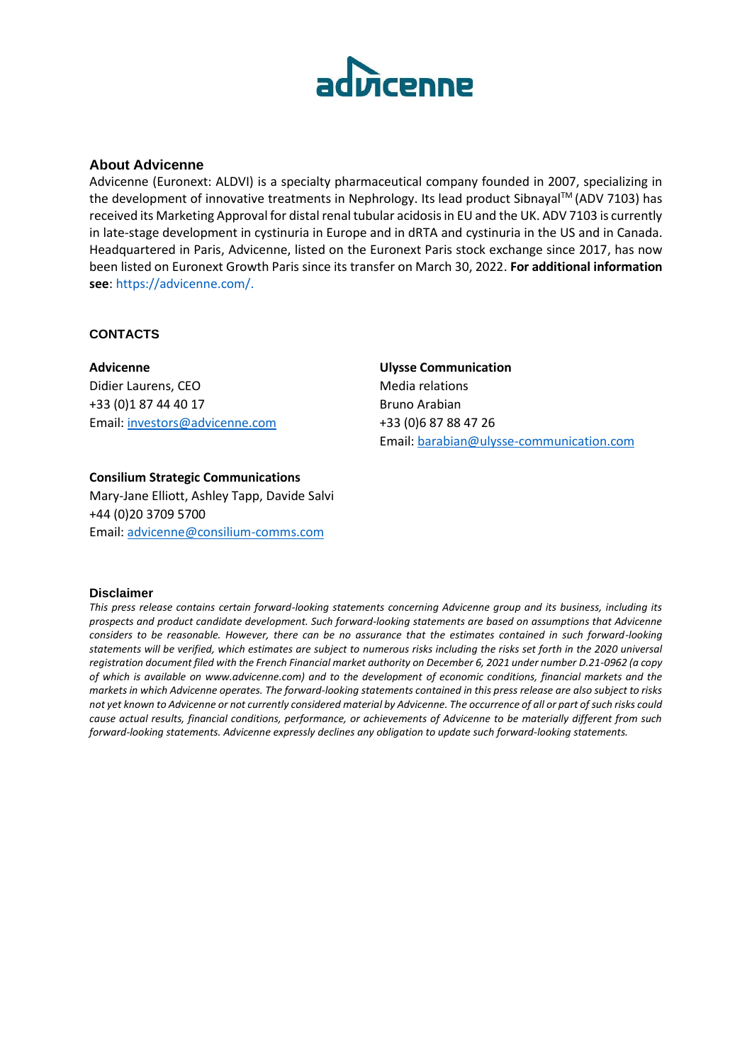## About Advicenne

Advicenne (Euronext: ALDVI) is a specialty pharmaceutical company founded in 2007, specializing in the development of innovative treatments in Nephrology. Its lead product Sibnayal™ (ADV 7103) has received its Marketing Approval for distal renal tubular acidosis in EU and the UK. ADV 7103 is currently in late-stage development in cystinuria in Europe and in dRTA and cystinuria in the US and in Canada. Headquartered in Paris, Advicenne, listed on the Euronext Paris stock exchange since 2017, has now been listed on Euronext Growth Paris since its transfer on March 30, 2022. **For additional information see**: https://advicenne.com/.

### CONTACTS

**Advicenne**
Didier Laurens, CEO
+33 (0)1 87 44 40 17
Email: investors@advicenne.com

**Ulysse Communication**
Media relations
Bruno Arabian
+33 (0)6 87 88 47 26
Email: barabian@ulysse-communication.com

**Consilium Strategic Communications**
Mary-Jane Elliott, Ashley Tapp, Davide Salvi
+44 (0)20 3709 5700
Email: advicenne@consilium-comms.com

### Disclaimer

*This press release contains certain forward-looking statements concerning Advicenne group and its business, including its prospects and product candidate development. Such forward-looking statements are based on assumptions that Advicenne considers to be reasonable. However, there can be no assurance that the estimates contained in such forward-looking statements will be verified, which estimates are subject to numerous risks including the risks set forth in the 2020 universal registration document filed with the French Financial market authority on December 6, 2021 under number D.21-0962 (a copy of which is available on www.advicenne.com) and to the development of economic conditions, financial markets and the markets in which Advicenne operates. The forward-looking statements contained in this press release are also subject to risks not yet known to Advicenne or not currently considered material by Advicenne. The occurrence of all or part of such risks could cause actual results, financial conditions, performance, or achievements of Advicenne to be materially different from such forward-looking statements. Advicenne expressly declines any obligation to update such forward-looking statements.*